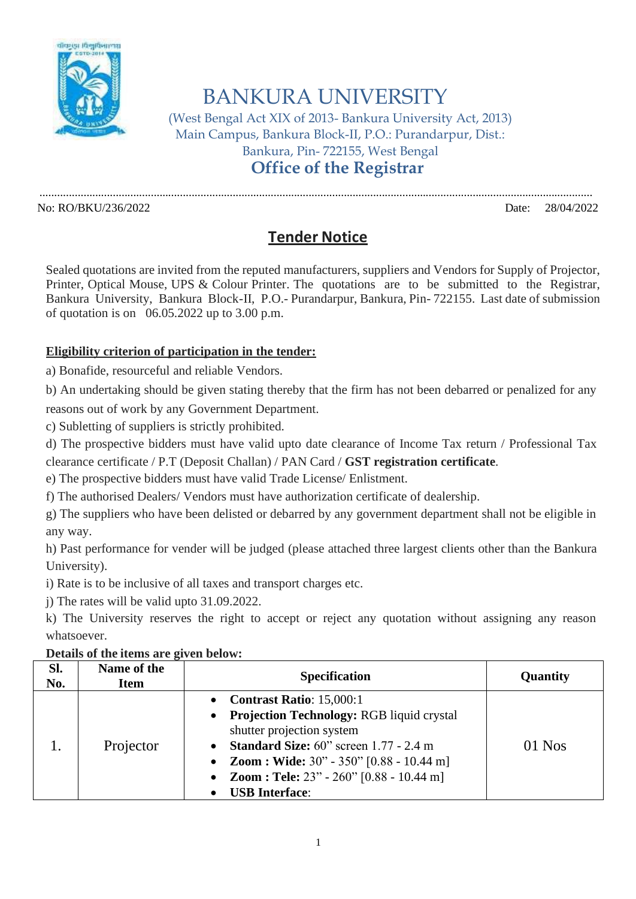# BANKURA UNIVERSITY

(West Bengal Act XIX of 2013- Bankura University Act, 2013)
Main Campus, Bankura Block-II, P.O.: Purandarpur, Dist.: Bankura, Pin- 722155, West Bengal

## Office of the Registrar

No: RO/BKU/236/2022 Date: 28/04/2022

## Tender Notice

Sealed quotations are invited from the reputed manufacturers, suppliers and Vendors for Supply of Projector, Printer, Optical Mouse, UPS & Colour Printer. The quotations are to be submitted to the Registrar, Bankura University, Bankura Block-II, P.O.- Purandarpur, Bankura, Pin- 722155. Last date of submission of quotation is on 06.05.2022 up to 3.00 p.m.

**Eligibility criterion of participation in the tender:**

a) Bonafide, resourceful and reliable Vendors.

b) An undertaking should be given stating thereby that the firm has not been debarred or penalized for any reasons out of work by any Government Department.

c) Subletting of suppliers is strictly prohibited.

d) The prospective bidders must have valid upto date clearance of Income Tax return / Professional Tax clearance certificate / P.T (Deposit Challan) / PAN Card / **GST registration certificate**.

e) The prospective bidders must have valid Trade License/ Enlistment.

f) The authorised Dealers/ Vendors must have authorization certificate of dealership.

g) The suppliers who have been delisted or debarred by any government department shall not be eligible in any way.

h) Past performance for vender will be judged (please attached three largest clients other than the Bankura University).

i) Rate is to be inclusive of all taxes and transport charges etc.

j) The rates will be valid upto 31.09.2022.

k) The University reserves the right to accept or reject any quotation without assigning any reason whatsoever.

**Details of the items are given below:**

| Sl. No. | Name of the Item | Specification | Quantity |
|---|---|---|---|
| 1. | Projector | • **Contrast Ratio**: 15,000:1<br>• **Projection Technology:** RGB liquid crystal shutter projection system<br>• **Standard Size:** 60" screen 1.77 - 2.4 m<br>• **Zoom : Wide:** 30" - 350" [0.88 - 10.44 m]<br>• **Zoom : Tele:** 23" - 260" [0.88 - 10.44 m]<br>• **USB Interface**: | 01 Nos |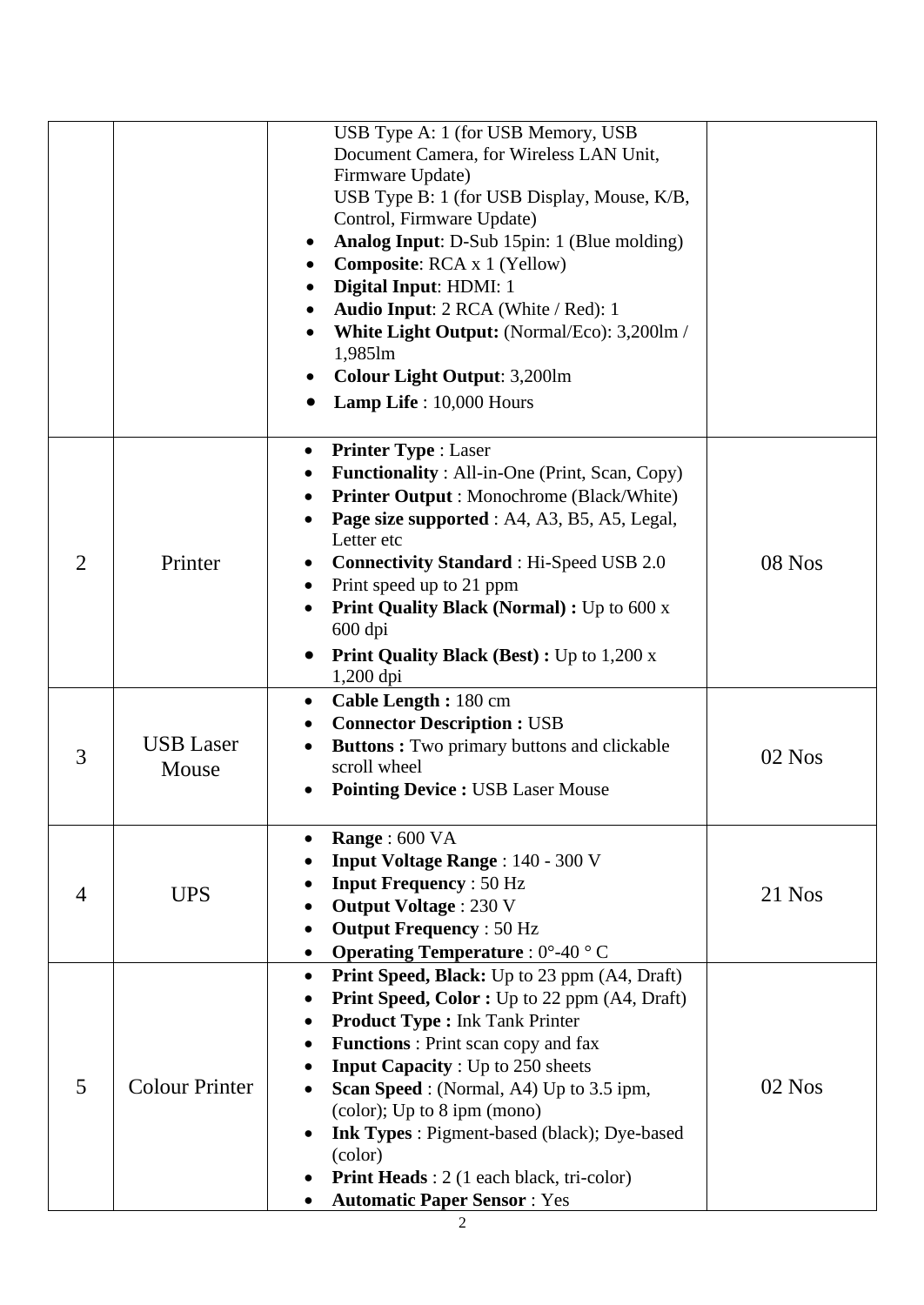| | | | |
|---|---|---|---|
| | | USB Type A: 1 (for USB Memory, USB Document Camera, for Wireless LAN Unit, Firmware Update)<br>USB Type B: 1 (for USB Display, Mouse, K/B, Control, Firmware Update)<br>• **Analog Input**: D-Sub 15pin: 1 (Blue molding)<br>• **Composite**: RCA x 1 (Yellow)<br>• **Digital Input**: HDMI: 1<br>• **Audio Input**: 2 RCA (White / Red): 1<br>• **White Light Output:** (Normal/Eco): 3,200lm / 1,985lm<br>• **Colour Light Output**: 3,200lm<br>• **Lamp Life** : 10,000 Hours | |
| 2 | Printer | • **Printer Type** : Laser<br>• **Functionality** : All-in-One (Print, Scan, Copy)<br>• **Printer Output** : Monochrome (Black/White)<br>• **Page size supported** : A4, A3, B5, A5, Legal, Letter etc<br>• **Connectivity Standard** : Hi-Speed USB 2.0<br>• Print speed up to 21 ppm<br>• **Print Quality Black (Normal) :** Up to 600 x 600 dpi<br>• **Print Quality Black (Best) :** Up to 1,200 x 1,200 dpi | 08 Nos |
| 3 | USB Laser Mouse | • **Cable Length :** 180 cm<br>• **Connector Description :** USB<br>• **Buttons :** Two primary buttons and clickable scroll wheel<br>• **Pointing Device :** USB Laser Mouse | 02 Nos |
| 4 | UPS | • **Range** : 600 VA<br>• **Input Voltage Range** : 140 - 300 V<br>• **Input Frequency** : 50 Hz<br>• **Output Voltage** : 230 V<br>• **Output Frequency** : 50 Hz<br>• **Operating Temperature** : 0°-40 ° C | 21 Nos |
| 5 | Colour Printer | • **Print Speed, Black:** Up to 23 ppm (A4, Draft)<br>• **Print Speed, Color :** Up to 22 ppm (A4, Draft)<br>• **Product Type :** Ink Tank Printer<br>• **Functions** : Print scan copy and fax<br>• **Input Capacity** : Up to 250 sheets<br>• **Scan Speed** : (Normal, A4) Up to 3.5 ipm, (color); Up to 8 ipm (mono)<br>• **Ink Types** : Pigment-based (black); Dye-based (color)<br>• **Print Heads** : 2 (1 each black, tri-color)<br>• **Automatic Paper Sensor** : Yes | 02 Nos |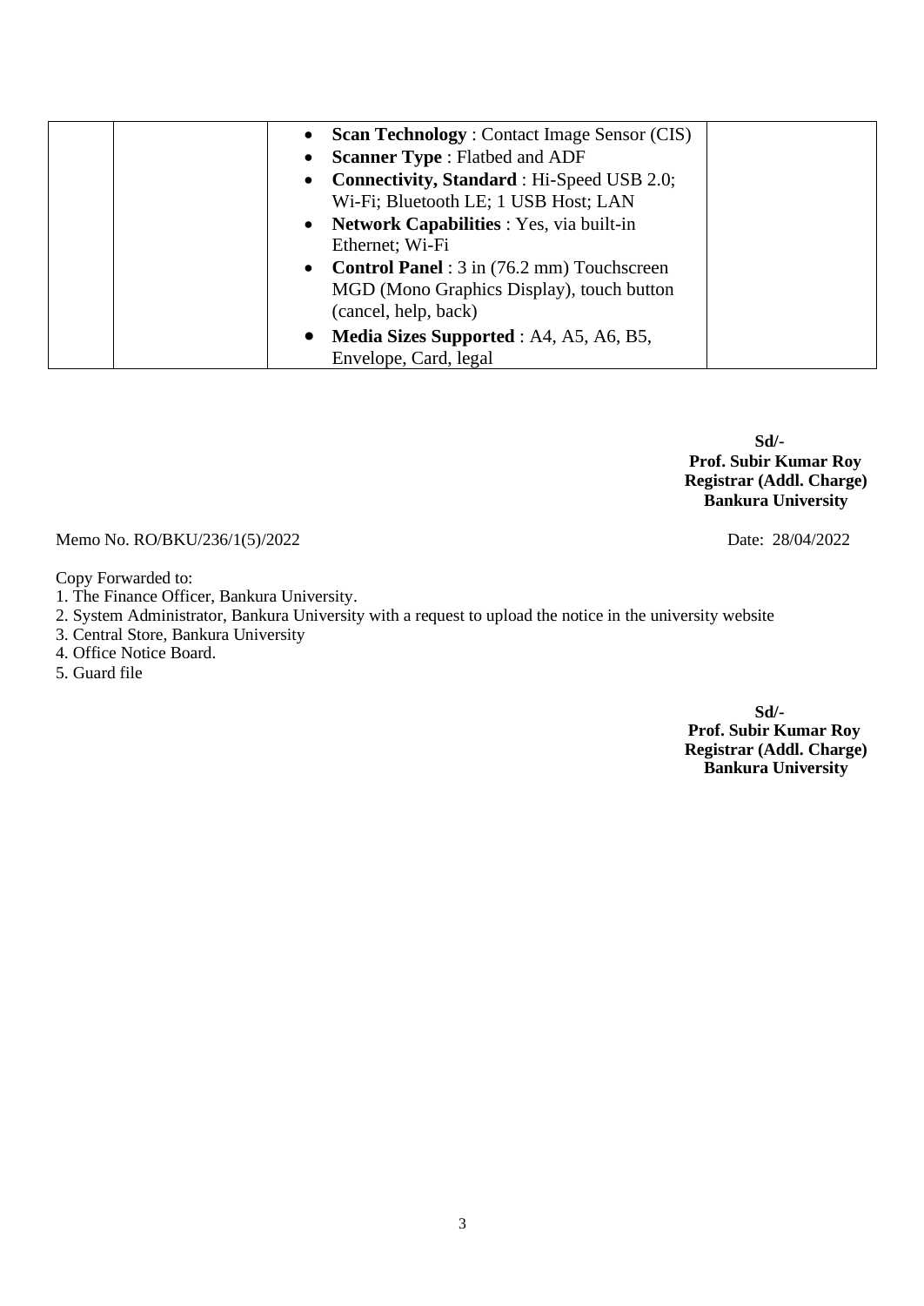| | | | |
|---|---|---|---|
| | | • **Scan Technology** : Contact Image Sensor (CIS)<br>• **Scanner Type** : Flatbed and ADF<br>• **Connectivity, Standard** : Hi-Speed USB 2.0; Wi-Fi; Bluetooth LE; 1 USB Host; LAN<br>• **Network Capabilities** : Yes, via built-in Ethernet; Wi-Fi<br>• **Control Panel** : 3 in (76.2 mm) Touchscreen MGD (Mono Graphics Display), touch button (cancel, help, back)<br>• **Media Sizes Supported** : A4, A5, A6, B5, Envelope, Card, legal | |

**Sd/-**
**Prof. Subir Kumar Roy**
**Registrar (Addl. Charge)**
**Bankura University**

Memo No. RO/BKU/236/1(5)/2022 Date: 28/04/2022

Copy Forwarded to:

1. The Finance Officer, Bankura University.
2. System Administrator, Bankura University with a request to upload the notice in the university website
3. Central Store, Bankura University
4. Office Notice Board.
5. Guard file

**Sd/-**
**Prof. Subir Kumar Roy**
**Registrar (Addl. Charge)**
**Bankura University**